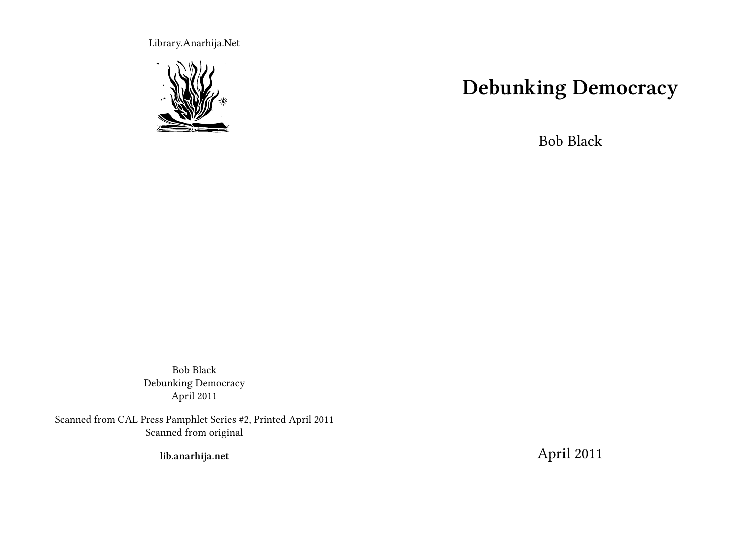Library.Anarhija.Net

Bob Black
Debunking Democracy
April 2011

Scanned from CAL Press Pamphlet Series #2, Printed April 2011
Scanned from original

**lib.anarhija.net**

# Debunking Democracy

Bob Black

April 2011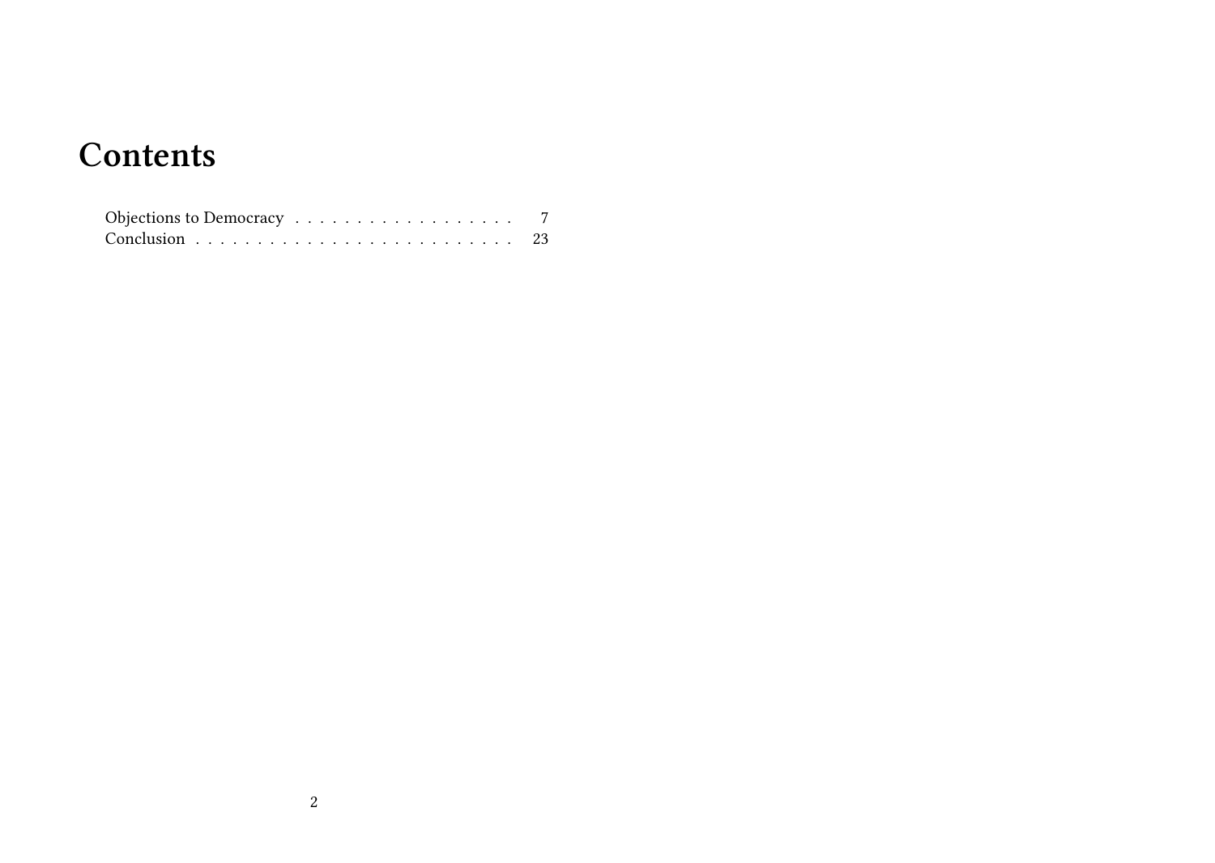# Contents

Objections to Democracy . . . . . . . . . . . . . . . . . . 7
Conclusion . . . . . . . . . . . . . . . . . . . . . . . . . 23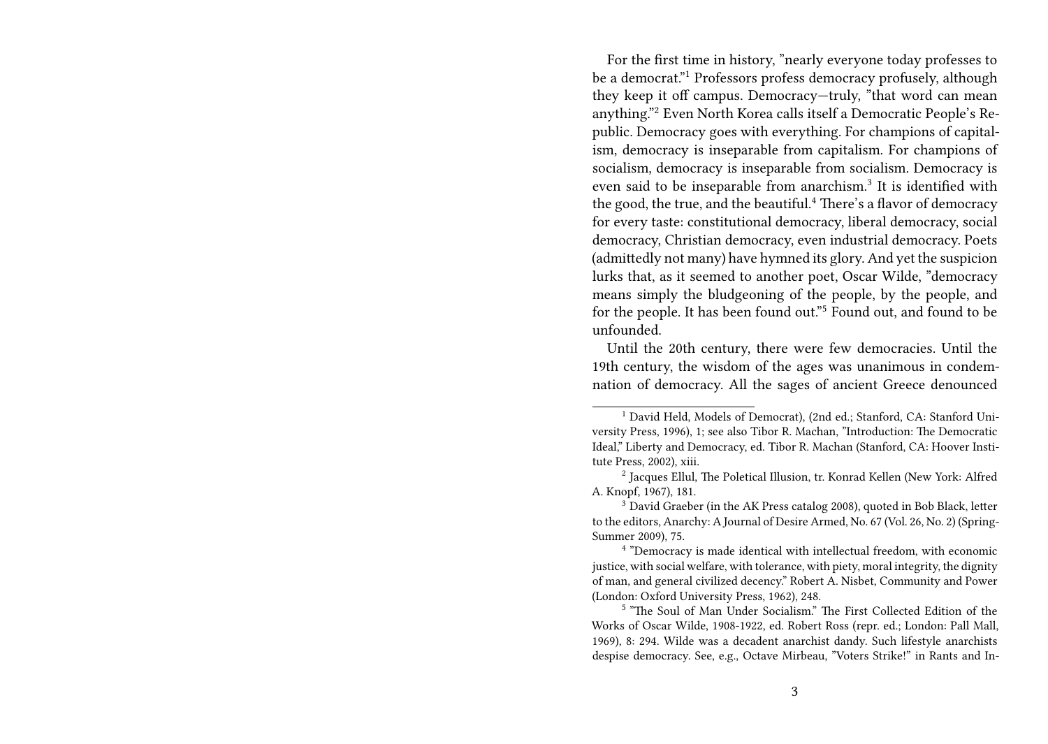For the first time in history, "nearly everyone today professes to be a democrat."[1] Professors profess democracy profusely, although they keep it off campus. Democracy—truly, "that word can mean anything."[2] Even North Korea calls itself a Democratic People's Republic. Democracy goes with everything. For champions of capitalism, democracy is inseparable from capitalism. For champions of socialism, democracy is inseparable from socialism. Democracy is even said to be inseparable from anarchism.[3] It is identified with the good, the true, and the beautiful.[4] There's a flavor of democracy for every taste: constitutional democracy, liberal democracy, social democracy, Christian democracy, even industrial democracy. Poets (admittedly not many) have hymned its glory. And yet the suspicion lurks that, as it seemed to another poet, Oscar Wilde, "democracy means simply the bludgeoning of the people, by the people, and for the people. It has been found out."[5] Found out, and found to be unfounded.

Until the 20th century, there were few democracies. Until the 19th century, the wisdom of the ages was unanimous in condemnation of democracy. All the sages of ancient Greece denounced

---

[1] David Held, Models of Democrat), (2nd ed.; Stanford, CA: Stanford University Press, 1996), 1; see also Tibor R. Machan, "Introduction: The Democratic Ideal," Liberty and Democracy, ed. Tibor R. Machan (Stanford, CA: Hoover Institute Press, 2002), xiii.

[2] Jacques Ellul, The Poletical Illusion, tr. Konrad Kellen (New York: Alfred A. Knopf, 1967), 181.

[3] David Graeber (in the AK Press catalog 2008), quoted in Bob Black, letter to the editors, Anarchy: A Journal of Desire Armed, No. 67 (Vol. 26, No. 2) (Spring-Summer 2009), 75.

[4] "Democracy is made identical with intellectual freedom, with economic justice, with social welfare, with tolerance, with piety, moral integrity, the dignity of man, and general civilized decency." Robert A. Nisbet, Community and Power (London: Oxford University Press, 1962), 248.

[5] "The Soul of Man Under Socialism." The First Collected Edition of the Works of Oscar Wilde, 1908-1922, ed. Robert Ross (repr. ed.; London: Pall Mall, 1969), 8: 294. Wilde was a decadent anarchist dandy. Such lifestyle anarchists despise democracy. See, e.g., Octave Mirbeau, "Voters Strike!" in Rants and In-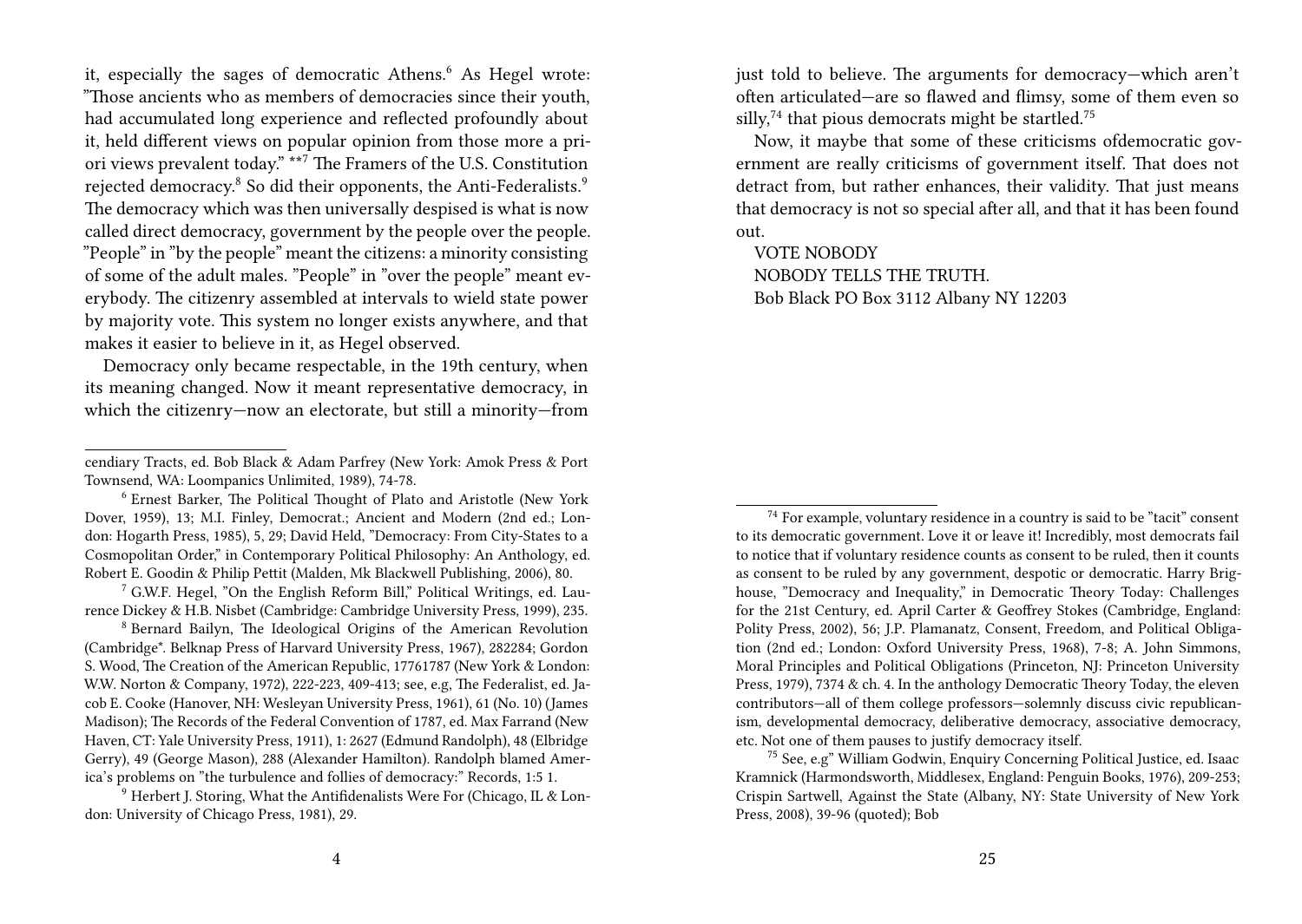it, especially the sages of democratic Athens.[6] As Hegel wrote: "Those ancients who as members of democracies since their youth, had accumulated long experience and reflected profoundly about it, held different views on popular opinion from those more a priori views prevalent today." **[7] The Framers of the U.S. Constitution rejected democracy.[8] So did their opponents, the Anti-Federalists.[9] The democracy which was then universally despised is what is now called direct democracy, government by the people over the people. "People" in "by the people" meant the citizens: a minority consisting of some of the adult males. "People" in "over the people" meant everybody. The citizenry assembled at intervals to wield state power by majority vote. This system no longer exists anywhere, and that makes it easier to believe in it, as Hegel observed.

Democracy only became respectable, in the 19th century, when its meaning changed. Now it meant representative democracy, in which the citizenry—now an electorate, but still a minority—from

---

cendiary Tracts, ed. Bob Black & Adam Parfrey (New York: Amok Press & Port Townsend, WA: Loompanics Unlimited, 1989), 74-78.

[6] Ernest Barker, The Political Thought of Plato and Aristotle (New York Dover, 1959), 13; M.I. Finley, Democrat.; Ancient and Modern (2nd ed.; London: Hogarth Press, 1985), 5, 29; David Held, "Democracy: From City-States to a Cosmopolitan Order," in Contemporary Political Philosophy: An Anthology, ed. Robert E. Goodin & Philip Pettit (Malden, Mk Blackwell Publishing, 2006), 80.

[7] G.W.F. Hegel, "On the English Reform Bill," Political Writings, ed. Laurence Dickey & H.B. Nisbet (Cambridge: Cambridge University Press, 1999), 235.

[8] Bernard Bailyn, The Ideological Origins of the American Revolution (Cambridge*. Belknap Press of Harvard University Press, 1967), 282284; Gordon S. Wood, The Creation of the American Republic, 17761787 (New York & London: W.W. Norton & Company, 1972), 222-223, 409-413; see, e.g, The Federalist, ed. Jacob E. Cooke (Hanover, NH: Wesleyan University Press, 1961), 61 (No. 10) (James Madison); The Records of the Federal Convention of 1787, ed. Max Farrand (New Haven, CT: Yale University Press, 1911), 1: 2627 (Edmund Randolph), 48 (Elbridge Gerry), 49 (George Mason), 288 (Alexander Hamilton). Randolph blamed America's problems on "the turbulence and follies of democracy:" Records, 1:5 1.

[9] Herbert J. Storing, What the Antifidenalists Were For (Chicago, IL & London: University of Chicago Press, 1981), 29.

just told to believe. The arguments for democracy—which aren't often articulated—are so flawed and flimsy, some of them even so silly,[74] that pious democrats might be startled.[75]

Now, it maybe that some of these criticisms ofdemocratic government are really criticisms of government itself. That does not detract from, but rather enhances, their validity. That just means that democracy is not so special after all, and that it has been found out.

VOTE NOBODY
NOBODY TELLS THE TRUTH.
Bob Black PO Box 3112 Albany NY 12203

---

[74] For example, voluntary residence in a country is said to be "tacit" consent to its democratic government. Love it or leave it! Incredibly, most democrats fail to notice that if voluntary residence counts as consent to be ruled, then it counts as consent to be ruled by any government, despotic or democratic. Harry Brighouse, "Democracy and Inequality," in Democratic Theory Today: Challenges for the 21st Century, ed. April Carter & Geoffrey Stokes (Cambridge, England: Polity Press, 2002), 56; J.P. Plamanatz, Consent, Freedom, and Political Obligation (2nd ed.; London: Oxford University Press, 1968), 7-8; A. John Simmons, Moral Principles and Political Obligations (Princeton, NJ: Princeton University Press, 1979), 7374 & ch. 4. In the anthology Democratic Theory Today, the eleven contributors—all of them college professors—solemnly discuss civic republicanism, developmental democracy, deliberative democracy, associative democracy, etc. Not one of them pauses to justify democracy itself.

[75] See, e.g" William Godwin, Enquiry Concerning Political Justice, ed. Isaac Kramnick (Harmondsworth, Middlesex, England: Penguin Books, 1976), 209-253; Crispin Sartwell, Against the State (Albany, NY: State University of New York Press, 2008), 39-96 (quoted); Bob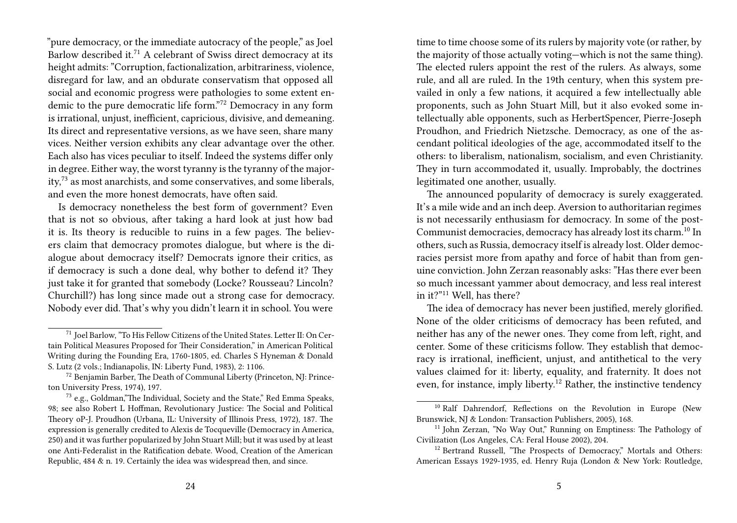"pure democracy, or the immediate autocracy of the people," as Joel Barlow described it.[71] A celebrant of Swiss direct democracy at its height admits: "Corruption, factionalization, arbitrariness, violence, disregard for law, and an obdurate conservatism that opposed all social and economic progress were pathologies to some extent endemic to the pure democratic life form."[72] Democracy in any form is irrational, unjust, inefficient, capricious, divisive, and demeaning. Its direct and representative versions, as we have seen, share many vices. Neither version exhibits any clear advantage over the other. Each also has vices peculiar to itself. Indeed the systems differ only in degree. Either way, the worst tyranny is the tyranny of the majority,[73] as most anarchists, and some conservatives, and some liberals, and even the more honest democrats, have often said.

Is democracy nonetheless the best form of government? Even that is not so obvious, after taking a hard look at just how bad it is. Its theory is reducible to ruins in a few pages. The believers claim that democracy promotes dialogue, but where is the dialogue about democracy itself? Democrats ignore their critics, as if democracy is such a done deal, why bother to defend it? They just take it for granted that somebody (Locke? Rousseau? Lincoln? Churchill?) has long since made out a strong case for democracy. Nobody ever did. That's why you didn't learn it in school. You were

[71] Joel Barlow, "To His Fellow Citizens of the United States. Letter II: On Certain Political Measures Proposed for Their Consideration," in American Political Writing during the Founding Era, 1760-1805, ed. Charles S Hyneman & Donald S. Lutz (2 vols.; Indianapolis, IN: Liberty Fund, 1983), 2: 1106.

[72] Benjamin Barber, The Death of Communal Liberty (Princeton, NJ: Princeton University Press, 1974), 197.

[73] e.g., Goldman,"The Individual, Society and the State," Red Emma Speaks, 98; see also Robert L Hoffman, Revolutionary Justice: The Social and Political Theory oP-J. Proudhon (Urbana, IL: University of Illinois Press, 1972), 187. The expression is generally credited to Alexis de Tocqueville (Democracy in America, 250) and it was further popularized by John Stuart Mill; but it was used by at least one Anti-Federalist in the Ratification debate. Wood, Creation of the American Republic, 484 & n. 19. Certainly the idea was widespread then, and since.

time to time choose some of its rulers by majority vote (or rather, by the majority of those actually voting—which is not the same thing). The elected rulers appoint the rest of the rulers. As always, some rule, and all are ruled. In the 19th century, when this system prevailed in only a few nations, it acquired a few intellectually able proponents, such as John Stuart Mill, but it also evoked some intellectually able opponents, such as HerbertSpencer, Pierre-Joseph Proudhon, and Friedrich Nietzsche. Democracy, as one of the ascendant political ideologies of the age, accommodated itself to the others: to liberalism, nationalism, socialism, and even Christianity. They in turn accommodated it, usually. Improbably, the doctrines legitimated one another, usually.

The announced popularity of democracy is surely exaggerated. It's a mile wide and an inch deep. Aversion to authoritarian regimes is not necessarily enthusiasm for democracy. In some of the post-Communist democracies, democracy has already lost its charm.[10] In others, such as Russia, democracy itself is already lost. Older democracies persist more from apathy and force of habit than from genuine conviction. John Zerzan reasonably asks: "Has there ever been so much incessant yammer about democracy, and less real interest in it?"[11] Well, has there?

The idea of democracy has never been justified, merely glorified. None of the older criticisms of democracy has been refuted, and neither has any of the newer ones. They come from left, right, and center. Some of these criticisms follow. They establish that democracy is irrational, inefficient, unjust, and antithetical to the very values claimed for it: liberty, equality, and fraternity. It does not even, for instance, imply liberty.[12] Rather, the instinctive tendency

[10] Ralf Dahrendorf, Reflections on the Revolution in Europe (New Brunswick, NJ & London: Transaction Publishers, 2005), 168.

[11] John Zerzan, "No Way Out," Running on Emptiness: The Pathology of Civilization (Los Angeles, CA: Feral House 2002), 204.

[12] Bertrand Russell, "The Prospects of Democracy," Mortals and Others: American Essays 1929-1935, ed. Henry Ruja (London & New York: Routledge,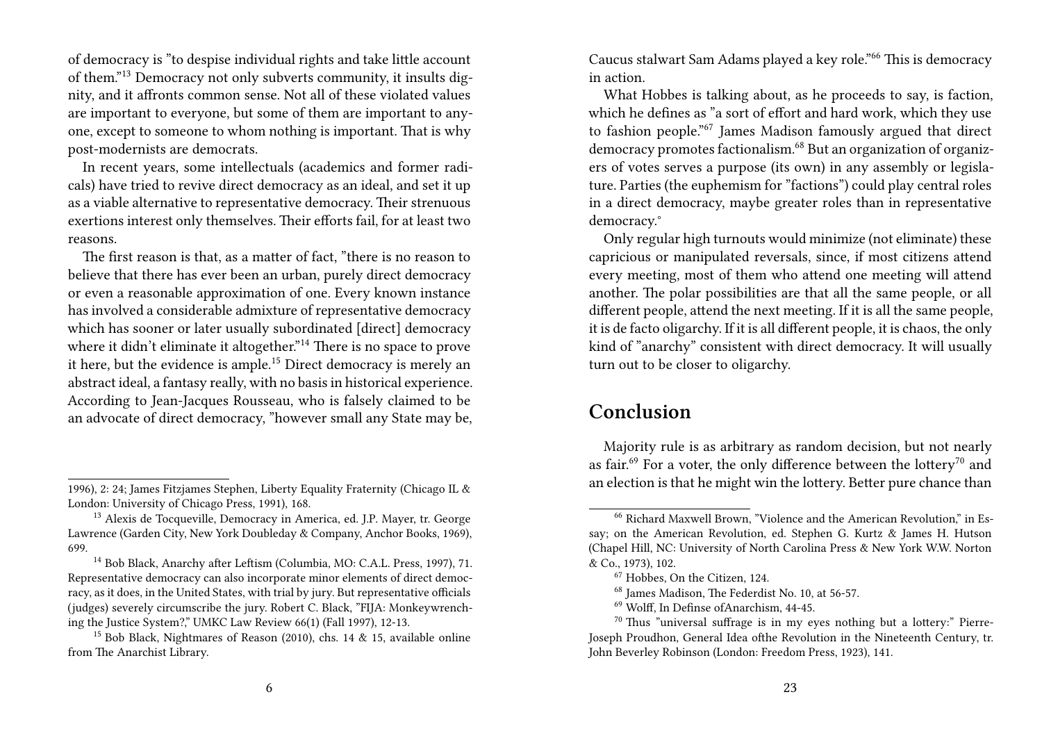of democracy is "to despise individual rights and take little account of them."[13] Democracy not only subverts community, it insults dignity, and it affronts common sense. Not all of these violated values are important to everyone, but some of them are important to anyone, except to someone to whom nothing is important. That is why post-modernists are democrats.

In recent years, some intellectuals (academics and former radicals) have tried to revive direct democracy as an ideal, and set it up as a viable alternative to representative democracy. Their strenuous exertions interest only themselves. Their efforts fail, for at least two reasons.

The first reason is that, as a matter of fact, "there is no reason to believe that there has ever been an urban, purely direct democracy or even a reasonable approximation of one. Every known instance has involved a considerable admixture of representative democracy which has sooner or later usually subordinated [direct] democracy where it didn't eliminate it altogether."[14] There is no space to prove it here, but the evidence is ample.[15] Direct democracy is merely an abstract ideal, a fantasy really, with no basis in historical experience. According to Jean-Jacques Rousseau, who is falsely claimed to be an advocate of direct democracy, "however small any State may be,

1996), 2: 24; James Fitzjames Stephen, Liberty Equality Fraternity (Chicago IL & London: University of Chicago Press, 1991), 168.

[13] Alexis de Tocqueville, Democracy in America, ed. J.P. Mayer, tr. George Lawrence (Garden City, New York Doubleday & Company, Anchor Books, 1969), 699.

[14] Bob Black, Anarchy after Leftism (Columbia, MO: C.A.L. Press, 1997), 71. Representative democracy can also incorporate minor elements of direct democracy, as it does, in the United States, with trial by jury. But representative officials (judges) severely circumscribe the jury. Robert C. Black, "FIJA: Monkeywrenching the Justice System?," UMKC Law Review 66(1) (Fall 1997), 12-13.

[15] Bob Black, Nightmares of Reason (2010), chs. 14 & 15, available online from The Anarchist Library.

Caucus stalwart Sam Adams played a key role."[66] This is democracy in action.

What Hobbes is talking about, as he proceeds to say, is faction, which he defines as "a sort of effort and hard work, which they use to fashion people."[67] James Madison famously argued that direct democracy promotes factionalism.[68] But an organization of organizers of votes serves a purpose (its own) in any assembly or legislature. Parties (the euphemism for "factions") could play central roles in a direct democracy, maybe greater roles than in representative democracy.°

Only regular high turnouts would minimize (not eliminate) these capricious or manipulated reversals, since, if most citizens attend every meeting, most of them who attend one meeting will attend another. The polar possibilities are that all the same people, or all different people, attend the next meeting. If it is all the same people, it is de facto oligarchy. If it is all different people, it is chaos, the only kind of "anarchy" consistent with direct democracy. It will usually turn out to be closer to oligarchy.

## Conclusion

Majority rule is as arbitrary as random decision, but not nearly as fair.[69] For a voter, the only difference between the lottery[70] and an election is that he might win the lottery. Better pure chance than

[66] Richard Maxwell Brown, "Violence and the American Revolution," in Essay; on the American Revolution, ed. Stephen G. Kurtz & James H. Hutson (Chapel Hill, NC: University of North Carolina Press & New York W.W. Norton & Co., 1973), 102.

[67] Hobbes, On the Citizen, 124.

[68] James Madison, The Federdist No. 10, at 56-57.

[69] Wolff, In Definse ofAnarchism, 44-45.

[70] Thus "universal suffrage is in my eyes nothing but a lottery:" Pierre-Joseph Proudhon, General Idea ofthe Revolution in the Nineteenth Century, tr. John Beverley Robinson (London: Freedom Press, 1923), 141.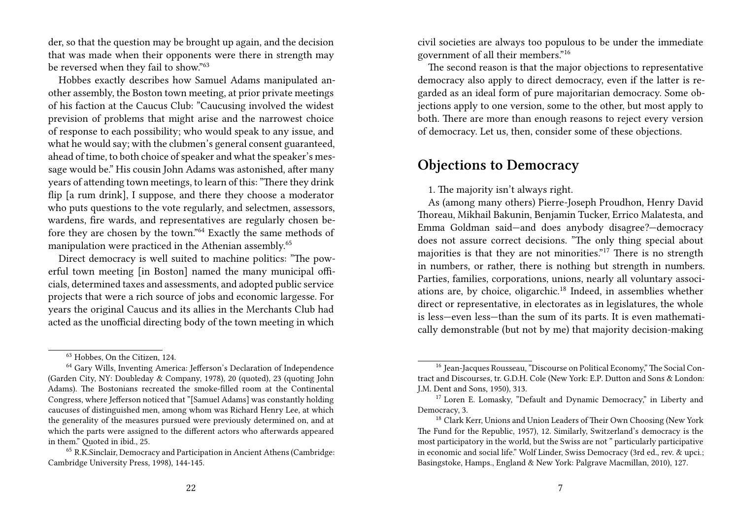der, so that the question may be brought up again, and the decision that was made when their opponents were there in strength may be reversed when they fail to show."[63]

Hobbes exactly describes how Samuel Adams manipulated another assembly, the Boston town meeting, at prior private meetings of his faction at the Caucus Club: "Caucusing involved the widest prevision of problems that might arise and the narrowest choice of response to each possibility; who would speak to any issue, and what he would say; with the clubmen's general consent guaranteed, ahead of time, to both choice of speaker and what the speaker's message would be." His cousin John Adams was astonished, after many years of attending town meetings, to learn of this: "There they drink flip [a rum drink], I suppose, and there they choose a moderator who puts questions to the vote regularly, and selectmen, assessors, wardens, fire wards, and representatives are regularly chosen before they are chosen by the town."[64] Exactly the same methods of manipulation were practiced in the Athenian assembly.[65]

Direct democracy is well suited to machine politics: "The powerful town meeting [in Boston] named the many municipal officials, determined taxes and assessments, and adopted public service projects that were a rich source of jobs and economic largesse. For years the original Caucus and its allies in the Merchants Club had acted as the unofficial directing body of the town meeting in which

[63] Hobbes, On the Citizen, 124.

[64] Gary Wills, Inventing America: Jefferson's Declaration of Independence (Garden City, NY: Doubleday & Company, 1978), 20 (quoted), 23 (quoting John Adams). The Bostonians recreated the smoke-filled room at the Continental Congress, where Jefferson noticed that "[Samuel Adams] was constantly holding caucuses of distinguished men, among whom was Richard Henry Lee, at which the generality of the measures pursued were previously determined on, and at which the parts were assigned to the different actors who afterwards appeared in them." Quoted in ibid., 25.

[65] R.K.Sinclair, Democracy and Participation in Ancient Athens (Cambridge: Cambridge University Press, 1998), 144-145.

civil societies are always too populous to be under the immediate government of all their members."[16]

The second reason is that the major objections to representative democracy also apply to direct democracy, even if the latter is regarded as an ideal form of pure majoritarian democracy. Some objections apply to one version, some to the other, but most apply to both. There are more than enough reasons to reject every version of democracy. Let us, then, consider some of these objections.

## Objections to Democracy

1. The majority isn't always right.

As (among many others) Pierre-Joseph Proudhon, Henry David Thoreau, Mikhail Bakunin, Benjamin Tucker, Errico Malatesta, and Emma Goldman said—and does anybody disagree?—democracy does not assure correct decisions. "The only thing special about majorities is that they are not minorities."[17] There is no strength in numbers, or rather, there is nothing but strength in numbers. Parties, families, corporations, unions, nearly all voluntary associations are, by choice, oligarchic.[18] Indeed, in assemblies whether direct or representative, in electorates as in legislatures, the whole is less—even less—than the sum of its parts. It is even mathematically demonstrable (but not by me) that majority decision-making

[16] Jean-Jacques Rousseau, "Discourse on Political Economy," The Social Contract and Discourses, tr. G.D.H. Cole (New York: E.P. Dutton and Sons & London: J.M. Dent and Sons, 1950), 313.

[17] Loren E. Lomasky, "Default and Dynamic Democracy," in Liberty and Democracy, 3.

[18] Clark Kerr, Unions and Union Leaders of Their Own Choosing (New York The Fund for the Republic, 1957), 12. Similarly, Switzerland's democracy is the most participatory in the world, but the Swiss are not " particularly participative in economic and social life." Wolf Linder, Swiss Democracy (3rd ed., rev. & upci.; Basingstoke, Hamps., England & New York: Palgrave Macmillan, 2010), 127.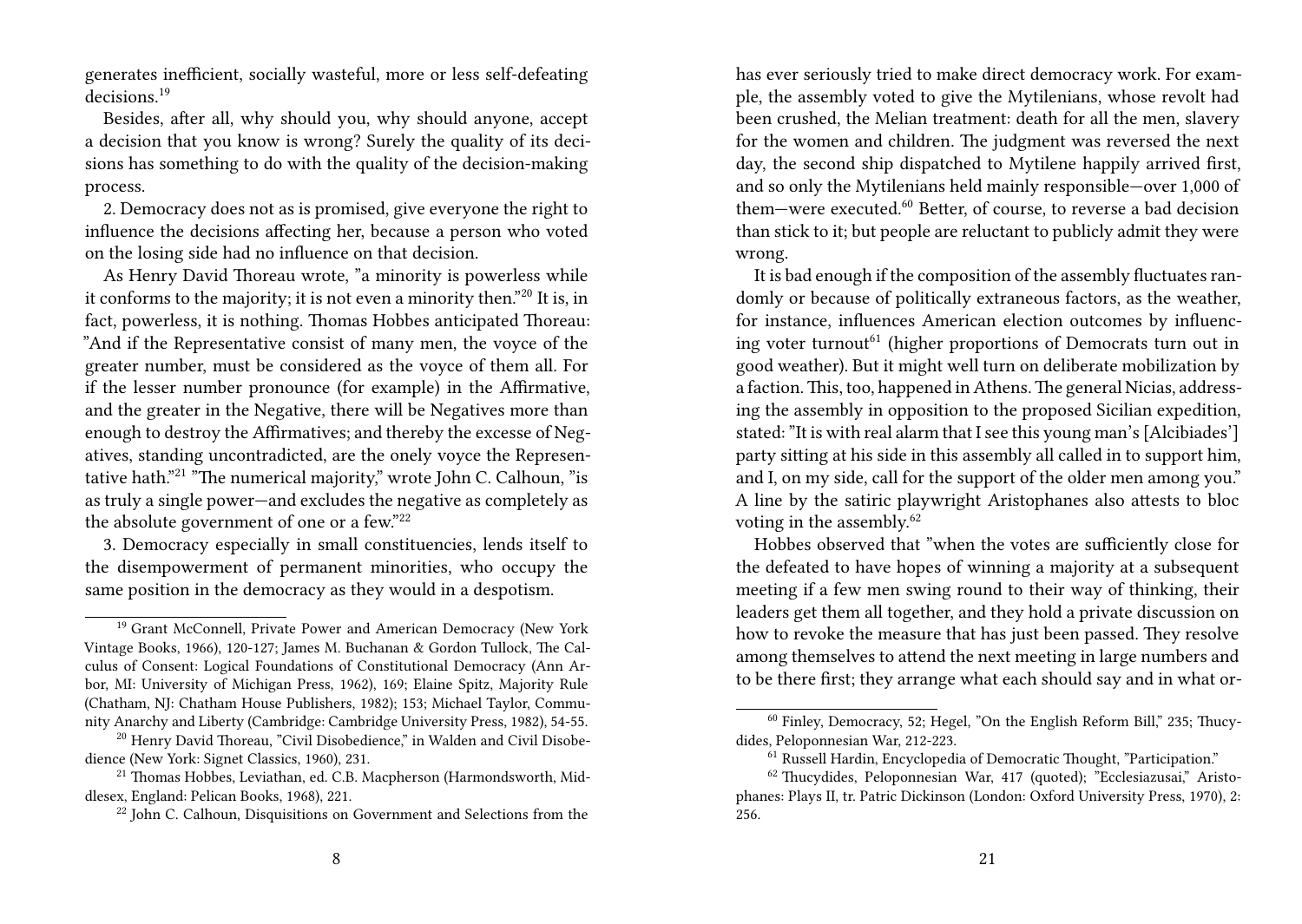generates inefficient, socially wasteful, more or less self-defeating decisions.[19]

Besides, after all, why should you, why should anyone, accept a decision that you know is wrong? Surely the quality of its decisions has something to do with the quality of the decision-making process.

2. Democracy does not as is promised, give everyone the right to influence the decisions affecting her, because a person who voted on the losing side had no influence on that decision.

As Henry David Thoreau wrote, "a minority is powerless while it conforms to the majority; it is not even a minority then."[20] It is, in fact, powerless, it is nothing. Thomas Hobbes anticipated Thoreau: "And if the Representative consist of many men, the voyce of the greater number, must be considered as the voyce of them all. For if the lesser number pronounce (for example) in the Affirmative, and the greater in the Negative, there will be Negatives more than enough to destroy the Affirmatives; and thereby the excesse of Negatives, standing uncontradicted, are the onely voyce the Representative hath."[21] "The numerical majority," wrote John C. Calhoun, "is as truly a single power—and excludes the negative as completely as the absolute government of one or a few."[22]

3. Democracy especially in small constituencies, lends itself to the disempowerment of permanent minorities, who occupy the same position in the democracy as they would in a despotism.

[19] Grant McConnell, Private Power and American Democracy (New York Vintage Books, 1966), 120-127; James M. Buchanan & Gordon Tullock, The Calculus of Consent: Logical Foundations of Constitutional Democracy (Ann Arbor, MI: University of Michigan Press, 1962), 169; Elaine Spitz, Majority Rule (Chatham, NJ: Chatham House Publishers, 1982); 153; Michael Taylor, Community Anarchy and Liberty (Cambridge: Cambridge University Press, 1982), 54-55.

[20] Henry David Thoreau, "Civil Disobedience," in Walden and Civil Disobedience (New York: Signet Classics, 1960), 231.

[21] Thomas Hobbes, Leviathan, ed. C.B. Macpherson (Harmondsworth, Middlesex, England: Pelican Books, 1968), 221.

[22] John C. Calhoun, Disquisitions on Government and Selections from the

has ever seriously tried to make direct democracy work. For example, the assembly voted to give the Mytilenians, whose revolt had been crushed, the Melian treatment: death for all the men, slavery for the women and children. The judgment was reversed the next day, the second ship dispatched to Mytilene happily arrived first, and so only the Mytilenians held mainly responsible—over 1,000 of them—were executed.[60] Better, of course, to reverse a bad decision than stick to it; but people are reluctant to publicly admit they were wrong.

It is bad enough if the composition of the assembly fluctuates randomly or because of politically extraneous factors, as the weather, for instance, influences American election outcomes by influencing voter turnout[61] (higher proportions of Democrats turn out in good weather). But it might well turn on deliberate mobilization by a faction. This, too, happened in Athens. The general Nicias, addressing the assembly in opposition to the proposed Sicilian expedition, stated: "It is with real alarm that I see this young man's [Alcibiades'] party sitting at his side in this assembly all called in to support him, and I, on my side, call for the support of the older men among you." A line by the satiric playwright Aristophanes also attests to bloc voting in the assembly.[62]

Hobbes observed that "when the votes are sufficiently close for the defeated to have hopes of winning a majority at a subsequent meeting if a few men swing round to their way of thinking, their leaders get them all together, and they hold a private discussion on how to revoke the measure that has just been passed. They resolve among themselves to attend the next meeting in large numbers and to be there first; they arrange what each should say and in what or-

[60] Finley, Democracy, 52; Hegel, "On the English Reform Bill," 235; Thucydides, Peloponnesian War, 212-223.

[61] Russell Hardin, Encyclopedia of Democratic Thought, "Participation."

[62] Thucydides, Peloponnesian War, 417 (quoted); "Ecclesiazusai," Aristophanes: Plays II, tr. Patric Dickinson (London: Oxford University Press, 1970), 2: 256.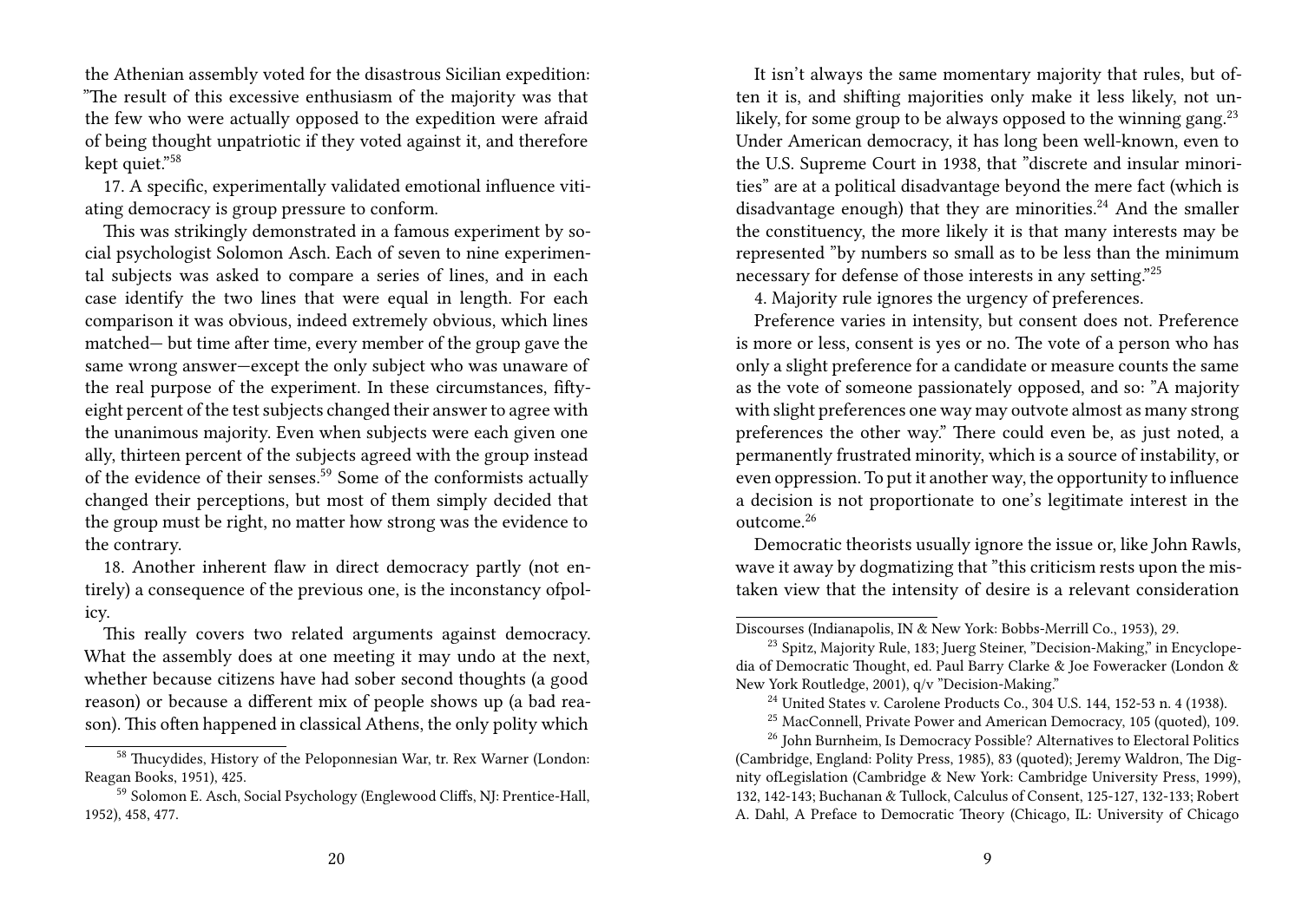the Athenian assembly voted for the disastrous Sicilian expedition: "The result of this excessive enthusiasm of the majority was that the few who were actually opposed to the expedition were afraid of being thought unpatriotic if they voted against it, and therefore kept quiet."[58]

17. A specific, experimentally validated emotional influence vitiating democracy is group pressure to conform.

This was strikingly demonstrated in a famous experiment by social psychologist Solomon Asch. Each of seven to nine experimental subjects was asked to compare a series of lines, and in each case identify the two lines that were equal in length. For each comparison it was obvious, indeed extremely obvious, which lines matched— but time after time, every member of the group gave the same wrong answer—except the only subject who was unaware of the real purpose of the experiment. In these circumstances, fifty-eight percent of the test subjects changed their answer to agree with the unanimous majority. Even when subjects were each given one ally, thirteen percent of the subjects agreed with the group instead of the evidence of their senses.[59] Some of the conformists actually changed their perceptions, but most of them simply decided that the group must be right, no matter how strong was the evidence to the contrary.

18. Another inherent flaw in direct democracy partly (not entirely) a consequence of the previous one, is the inconstancy ofpolicy.

This really covers two related arguments against democracy. What the assembly does at one meeting it may undo at the next, whether because citizens have had sober second thoughts (a good reason) or because a different mix of people shows up (a bad reason). This often happened in classical Athens, the only polity which

[58] Thucydides, History of the Peloponnesian War, tr. Rex Warner (London: Reagan Books, 1951), 425.

[59] Solomon E. Asch, Social Psychology (Englewood Cliffs, NJ: Prentice-Hall, 1952), 458, 477.

It isn't always the same momentary majority that rules, but often it is, and shifting majorities only make it less likely, not unlikely, for some group to be always opposed to the winning gang.[23] Under American democracy, it has long been well-known, even to the U.S. Supreme Court in 1938, that "discrete and insular minorities" are at a political disadvantage beyond the mere fact (which is disadvantage enough) that they are minorities.[24] And the smaller the constituency, the more likely it is that many interests may be represented "by numbers so small as to be less than the minimum necessary for defense of those interests in any setting."[25]

4. Majority rule ignores the urgency of preferences.

Preference varies in intensity, but consent does not. Preference is more or less, consent is yes or no. The vote of a person who has only a slight preference for a candidate or measure counts the same as the vote of someone passionately opposed, and so: "A majority with slight preferences one way may outvote almost as many strong preferences the other way." There could even be, as just noted, a permanently frustrated minority, which is a source of instability, or even oppression. To put it another way, the opportunity to influence a decision is not proportionate to one's legitimate interest in the outcome.[26]

Democratic theorists usually ignore the issue or, like John Rawls, wave it away by dogmatizing that "this criticism rests upon the mistaken view that the intensity of desire is a relevant consideration

Discourses (Indianapolis, IN & New York: Bobbs-Merrill Co., 1953), 29.

[23] Spitz, Majority Rule, 183; Juerg Steiner, "Decision-Making," in Encyclopedia of Democratic Thought, ed. Paul Barry Clarke & Joe Foweracker (London & New York Routledge, 2001), q/v "Decision-Making."

[24] United States v. Carolene Products Co., 304 U.S. 144, 152-53 n. 4 (1938).

[25] MacConnell, Private Power and American Democracy, 105 (quoted), 109.

[26] John Burnheim, Is Democracy Possible? Alternatives to Electoral Politics (Cambridge, England: Polity Press, 1985), 83 (quoted); Jeremy Waldron, The Dignity ofLegislation (Cambridge & New York: Cambridge University Press, 1999), 132, 142-143; Buchanan & Tullock, Calculus of Consent, 125-127, 132-133; Robert A. Dahl, A Preface to Democratic Theory (Chicago, IL: University of Chicago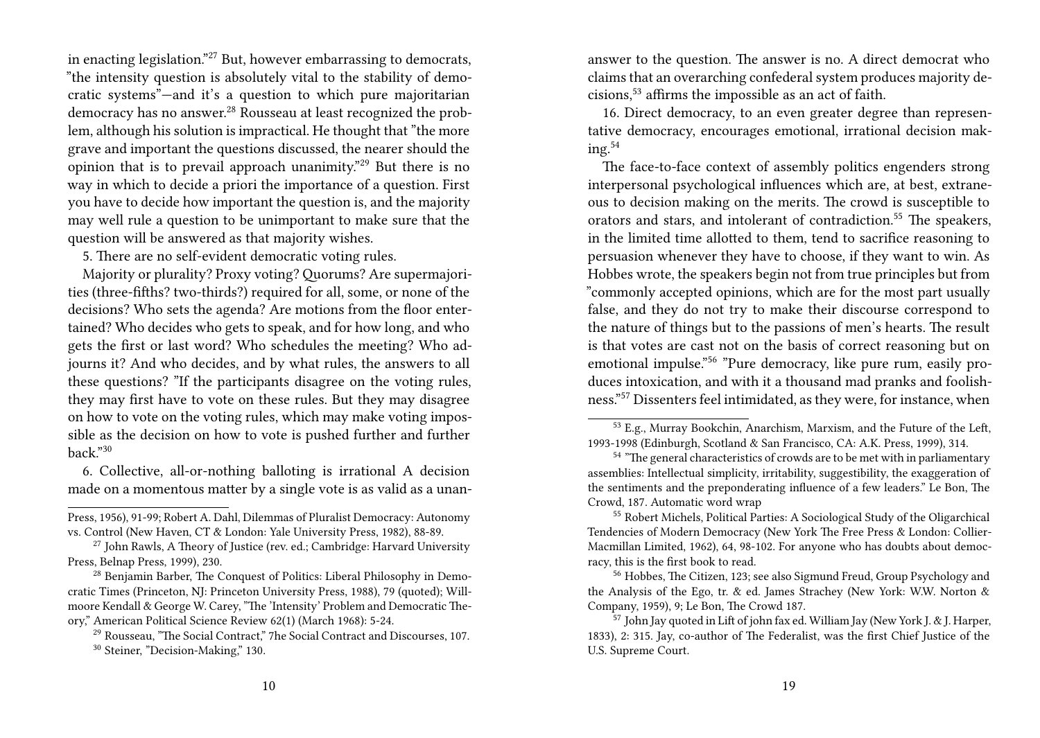in enacting legislation."[27] But, however embarrassing to democrats, "the intensity question is absolutely vital to the stability of democratic systems"—and it's a question to which pure majoritarian democracy has no answer.[28] Rousseau at least recognized the problem, although his solution is impractical. He thought that "the more grave and important the questions discussed, the nearer should the opinion that is to prevail approach unanimity."[29] But there is no way in which to decide a priori the importance of a question. First you have to decide how important the question is, and the majority may well rule a question to be unimportant to make sure that the question will be answered as that majority wishes.

5. There are no self-evident democratic voting rules.

Majority or plurality? Proxy voting? Quorums? Are supermajorities (three-fifths? two-thirds?) required for all, some, or none of the decisions? Who sets the agenda? Are motions from the floor entertained? Who decides who gets to speak, and for how long, and who gets the first or last word? Who schedules the meeting? Who adjourns it? And who decides, and by what rules, the answers to all these questions? "If the participants disagree on the voting rules, they may first have to vote on these rules. But they may disagree on how to vote on the voting rules, which may make voting impossible as the decision on how to vote is pushed further and further back."[30]

6. Collective, all-or-nothing balloting is irrational A decision made on a momentous matter by a single vote is as valid as a unan-

Press, 1956), 91-99; Robert A. Dahl, Dilemmas of Pluralist Democracy: Autonomy vs. Control (New Haven, CT & London: Yale University Press, 1982), 88-89.

[27] John Rawls, A Theory of Justice (rev. ed.; Cambridge: Harvard University Press, Belnap Press, 1999), 230.

[28] Benjamin Barber, The Conquest of Politics: Liberal Philosophy in Democratic Times (Princeton, NJ: Princeton University Press, 1988), 79 (quoted); Willmoore Kendall & George W. Carey, "The 'Intensity' Problem and Democratic Theory," American Political Science Review 62(1) (March 1968): 5-24.

[29] Rousseau, "The Social Contract," 7he Social Contract and Discourses, 107.

[30] Steiner, "Decision-Making," 130.

answer to the question. The answer is no. A direct democrat who claims that an overarching confederal system produces majority decisions,[53] affirms the impossible as an act of faith.

16. Direct democracy, to an even greater degree than representative democracy, encourages emotional, irrational decision making.[54]

The face-to-face context of assembly politics engenders strong interpersonal psychological influences which are, at best, extraneous to decision making on the merits. The crowd is susceptible to orators and stars, and intolerant of contradiction.[55] The speakers, in the limited time allotted to them, tend to sacrifice reasoning to persuasion whenever they have to choose, if they want to win. As Hobbes wrote, the speakers begin not from true principles but from "commonly accepted opinions, which are for the most part usually false, and they do not try to make their discourse correspond to the nature of things but to the passions of men's hearts. The result is that votes are cast not on the basis of correct reasoning but on emotional impulse."[56] "Pure democracy, like pure rum, easily produces intoxication, and with it a thousand mad pranks and foolishness."[57] Dissenters feel intimidated, as they were, for instance, when

[53] E.g., Murray Bookchin, Anarchism, Marxism, and the Future of the Left, 1993-1998 (Edinburgh, Scotland & San Francisco, CA: A.K. Press, 1999), 314.

[54] "The general characteristics of crowds are to be met with in parliamentary assemblies: Intellectual simplicity, irritability, suggestibility, the exaggeration of the sentiments and the preponderating influence of a few leaders." Le Bon, The Crowd, 187. Automatic word wrap

[55] Robert Michels, Political Parties: A Sociological Study of the Oligarchical Tendencies of Modern Democracy (New York The Free Press & London: Collier-Macmillan Limited, 1962), 64, 98-102. For anyone who has doubts about democracy, this is the first book to read.

[56] Hobbes, The Citizen, 123; see also Sigmund Freud, Group Psychology and the Analysis of the Ego, tr. & ed. James Strachey (New York: W.W. Norton & Company, 1959), 9; Le Bon, The Crowd 187.

[57] John Jay quoted in Lift of john fax ed. William Jay (New York J. & J. Harper, 1833), 2: 315. Jay, co-author of The Federalist, was the first Chief Justice of the U.S. Supreme Court.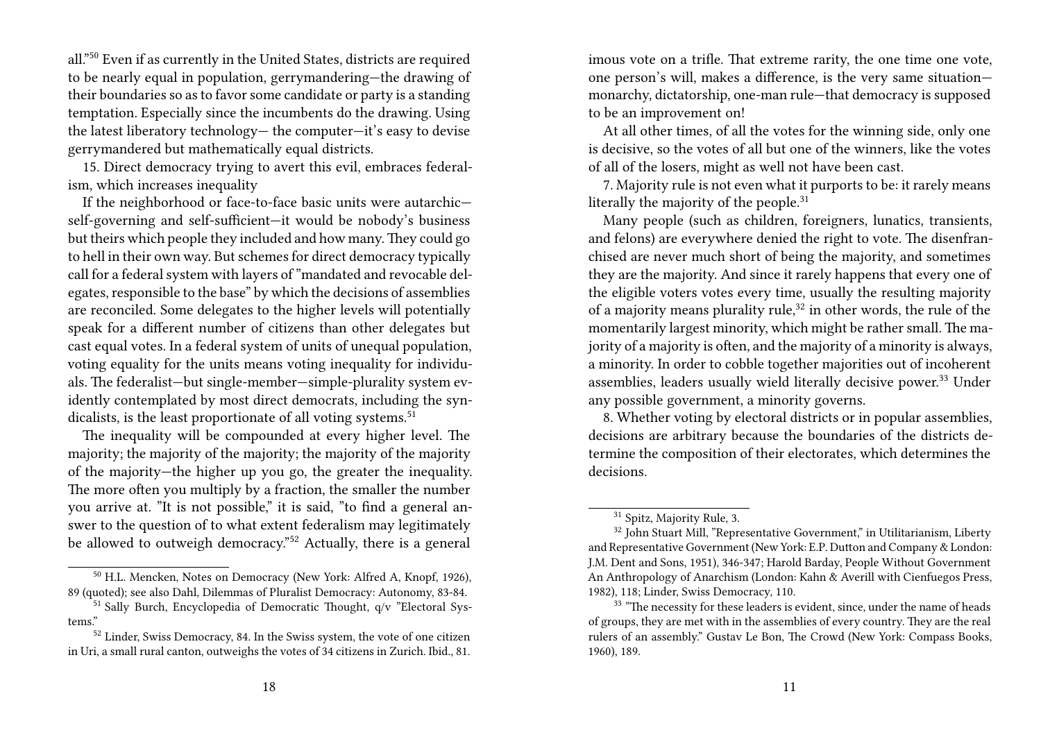all."[50] Even if as currently in the United States, districts are required to be nearly equal in population, gerrymandering—the drawing of their boundaries so as to favor some candidate or party is a standing temptation. Especially since the incumbents do the drawing. Using the latest liberatory technology— the computer—it's easy to devise gerrymandered but mathematically equal districts.

15. Direct democracy trying to avert this evil, embraces federalism, which increases inequality

If the neighborhood or face-to-face basic units were autarchic—self-governing and self-sufficient—it would be nobody's business but theirs which people they included and how many. They could go to hell in their own way. But schemes for direct democracy typically call for a federal system with layers of "mandated and revocable delegates, responsible to the base" by which the decisions of assemblies are reconciled. Some delegates to the higher levels will potentially speak for a different number of citizens than other delegates but cast equal votes. In a federal system of units of unequal population, voting equality for the units means voting inequality for individuals. The federalist—but single-member—simple-plurality system evidently contemplated by most direct democrats, including the syndicalists, is the least proportionate of all voting systems.[51]

The inequality will be compounded at every higher level. The majority; the majority of the majority; the majority of the majority of the majority—the higher up you go, the greater the inequality. The more often you multiply by a fraction, the smaller the number you arrive at. "It is not possible," it is said, "to find a general answer to the question of to what extent federalism may legitimately be allowed to outweigh democracy."[52] Actually, there is a general

[50] H.L. Mencken, Notes on Democracy (New York: Alfred A, Knopf, 1926), 89 (quoted); see also Dahl, Dilemmas of Pluralist Democracy: Autonomy, 83-84.

[51] Sally Burch, Encyclopedia of Democratic Thought, q/v "Electoral Systems."

[52] Linder, Swiss Democracy, 84. In the Swiss system, the vote of one citizen in Uri, a small rural canton, outweighs the votes of 34 citizens in Zurich. Ibid., 81.

imous vote on a trifle. That extreme rarity, the one time one vote, one person's will, makes a difference, is the very same situation—monarchy, dictatorship, one-man rule—that democracy is supposed to be an improvement on!

At all other times, of all the votes for the winning side, only one is decisive, so the votes of all but one of the winners, like the votes of all of the losers, might as well not have been cast.

7. Majority rule is not even what it purports to be: it rarely means literally the majority of the people.[31]

Many people (such as children, foreigners, lunatics, transients, and felons) are everywhere denied the right to vote. The disenfranchised are never much short of being the majority, and sometimes they are the majority. And since it rarely happens that every one of the eligible voters votes every time, usually the resulting majority of a majority means plurality rule,[32] in other words, the rule of the momentarily largest minority, which might be rather small. The majority of a majority is often, and the majority of a minority is always, a minority. In order to cobble together majorities out of incoherent assemblies, leaders usually wield literally decisive power.[33] Under any possible government, a minority governs.

8. Whether voting by electoral districts or in popular assemblies, decisions are arbitrary because the boundaries of the districts determine the composition of their electorates, which determines the decisions.

[31] Spitz, Majority Rule, 3.

[32] John Stuart Mill, "Representative Government," in Utilitarianism, Liberty and Representative Government (New York: E.P. Dutton and Company & London: J.M. Dent and Sons, 1951), 346-347; Harold Barday, People Without Government An Anthropology of Anarchism (London: Kahn & Averill with Cienfuegos Press, 1982), 118; Linder, Swiss Democracy, 110.

[33] "The necessity for these leaders is evident, since, under the name of heads of groups, they are met with in the assemblies of every country. They are the real rulers of an assembly." Gustav Le Bon, The Crowd (New York: Compass Books, 1960), 189.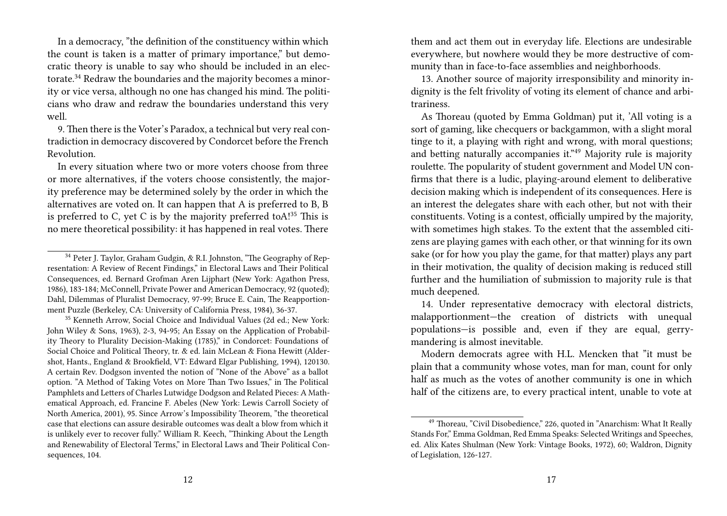In a democracy, "the definition of the constituency within which the count is taken is a matter of primary importance," but democratic theory is unable to say who should be included in an electorate.[34] Redraw the boundaries and the majority becomes a minority or vice versa, although no one has changed his mind. The politicians who draw and redraw the boundaries understand this very well.

9. Then there is the Voter's Paradox, a technical but very real contradiction in democracy discovered by Condorcet before the French Revolution.

In every situation where two or more voters choose from three or more alternatives, if the voters choose consistently, the majority preference may be determined solely by the order in which the alternatives are voted on. It can happen that A is preferred to B, B is preferred to C, yet C is by the majority preferred toA![35] This is no mere theoretical possibility: it has happened in real votes. There

[34] Peter J. Taylor, Graham Gudgin, & R.I. Johnston, "The Geography of Representation: A Review of Recent Findings," in Electoral Laws and Their Political Consequences, ed. Bernard Grofman Aren Lijphart (New York: Agathon Press, 1986), 183-184; McConnell, Private Power and American Democracy, 92 (quoted); Dahl, Dilemmas of Pluralist Democracy, 97-99; Bruce E. Cain, The Reapportionment Puzzle (Berkeley, CA: University of California Press, 1984), 36-37.

[35] Kenneth Arrow, Social Choice and Individual Values (2d ed.; New York: John Wiley & Sons, 1963), 2-3, 94-95; An Essay on the Application of Probability Theory to Plurality Decision-Making (1785)," in Condorcet: Foundations of Social Choice and Political Theory, tr. & ed. lain McLean & Fiona Hewitt (Aldershot, Hants., England & Brookfield, VT: Edward Elgar Publishing, 1994), 120130. A certain Rev. Dodgson invented the notion of "None of the Above" as a ballot option. "A Method of Taking Votes on More Than Two Issues," in The Political Pamphlets and Letters of Charles Lutwidge Dodgson and Related Pieces: A Mathematical Approach, ed. Francine F. Abeles (New York: Lewis Carroll Society of North America, 2001), 95. Since Arrow's Impossibility Theorem, "the theoretical case that elections can assure desirable outcomes was dealt a blow from which it is unlikely ever to recover fully." William R. Keech, "Thinking About the Length and Renewability of Electoral Terms," in Electoral Laws and Their Political Consequences, 104.

them and act them out in everyday life. Elections are undesirable everywhere, but nowhere would they be more destructive of community than in face-to-face assemblies and neighborhoods.

13. Another source of majority irresponsibility and minority indignity is the felt frivolity of voting its element of chance and arbitrariness.

As Thoreau (quoted by Emma Goldman) put it, 'All voting is a sort of gaming, like checquers or backgammon, with a slight moral tinge to it, a playing with right and wrong, with moral questions; and betting naturally accompanies it."[49] Majority rule is majority roulette. The popularity of student government and Model UN confirms that there is a ludic, playing-around element to deliberative decision making which is independent of its consequences. Here is an interest the delegates share with each other, but not with their constituents. Voting is a contest, officially umpired by the majority, with sometimes high stakes. To the extent that the assembled citizens are playing games with each other, or that winning for its own sake (or for how you play the game, for that matter) plays any part in their motivation, the quality of decision making is reduced still further and the humiliation of submission to majority rule is that much deepened.

14. Under representative democracy with electoral districts, malapportionment—the creation of districts with unequal populations—is possible and, even if they are equal, gerrymandering is almost inevitable.

Modern democrats agree with H.L. Mencken that "it must be plain that a community whose votes, man for man, count for only half as much as the votes of another community is one in which half of the citizens are, to every practical intent, unable to vote at

[49] Thoreau, "Civil Disobedience," 226, quoted in "Anarchism: What It Really Stands For," Emma Goldman, Red Emma Speaks: Selected Writings and Speeches, ed. Alix Kates Shulman (New York: Vintage Books, 1972), 60; Waldron, Dignity of Legislation, 126-127.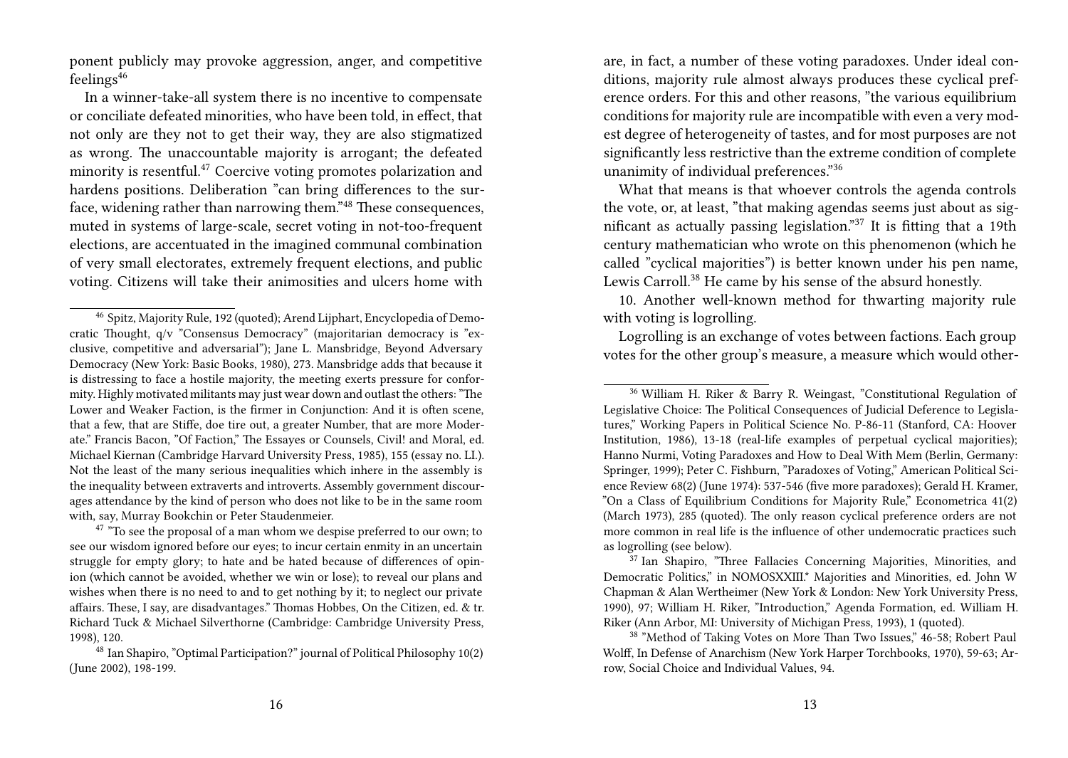ponent publicly may provoke aggression, anger, and competitive feelings[46]

In a winner-take-all system there is no incentive to compensate or conciliate defeated minorities, who have been told, in effect, that not only are they not to get their way, they are also stigmatized as wrong. The unaccountable majority is arrogant; the defeated minority is resentful.[47] Coercive voting promotes polarization and hardens positions. Deliberation "can bring differences to the surface, widening rather than narrowing them."[48] These consequences, muted in systems of large-scale, secret voting in not-too-frequent elections, are accentuated in the imagined communal combination of very small electorates, extremely frequent elections, and public voting. Citizens will take their animosities and ulcers home with

---

[46] Spitz, Majority Rule, 192 (quoted); Arend Lijphart, Encyclopedia of Democratic Thought, q/v "Consensus Democracy" (majoritarian democracy is "exclusive, competitive and adversarial"); Jane L. Mansbridge, Beyond Adversary Democracy (New York: Basic Books, 1980), 273. Mansbridge adds that because it is distressing to face a hostile majority, the meeting exerts pressure for conformity. Highly motivated militants may just wear down and outlast the others: "The Lower and Weaker Faction, is the firmer in Conjunction: And it is often scene, that a few, that are Stiffe, doe tire out, a greater Number, that are more Moderate." Francis Bacon, "Of Faction," The Essayes or Counsels, Civil! and Moral, ed. Michael Kiernan (Cambridge Harvard University Press, 1985), 155 (essay no. LI.). Not the least of the many serious inequalities which inhere in the assembly is the inequality between extraverts and introverts. Assembly government discourages attendance by the kind of person who does not like to be in the same room with, say, Murray Bookchin or Peter Staudenmeier.

[47] "To see the proposal of a man whom we despise preferred to our own; to see our wisdom ignored before our eyes; to incur certain enmity in an uncertain struggle for empty glory; to hate and be hated because of differences of opinion (which cannot be avoided, whether we win or lose); to reveal our plans and wishes when there is no need to and to get nothing by it; to neglect our private affairs. These, I say, are disadvantages." Thomas Hobbes, On the Citizen, ed. & tr. Richard Tuck & Michael Silverthorne (Cambridge: Cambridge University Press, 1998), 120.

[48] Ian Shapiro, "Optimal Participation?" journal of Political Philosophy 10(2) (June 2002), 198-199.

---

are, in fact, a number of these voting paradoxes. Under ideal conditions, majority rule almost always produces these cyclical preference orders. For this and other reasons, "the various equilibrium conditions for majority rule are incompatible with even a very modest degree of heterogeneity of tastes, and for most purposes are not significantly less restrictive than the extreme condition of complete unanimity of individual preferences."[36]

What that means is that whoever controls the agenda controls the vote, or, at least, "that making agendas seems just about as significant as actually passing legislation."[37] It is fitting that a 19th century mathematician who wrote on this phenomenon (which he called "cyclical majorities") is better known under his pen name, Lewis Carroll.[38] He came by his sense of the absurd honestly.

10. Another well-known method for thwarting majority rule with voting is logrolling.

Logrolling is an exchange of votes between factions. Each group votes for the other group's measure, a measure which would other-

---

[36] William H. Riker & Barry R. Weingast, "Constitutional Regulation of Legislative Choice: The Political Consequences of Judicial Deference to Legislatures," Working Papers in Political Science No. P-86-11 (Stanford, CA: Hoover Institution, 1986), 13-18 (real-life examples of perpetual cyclical majorities); Hanno Nurmi, Voting Paradoxes and How to Deal With Mem (Berlin, Germany: Springer, 1999); Peter C. Fishburn, "Paradoxes of Voting," American Political Science Review 68(2) (June 1974): 537-546 (five more paradoxes); Gerald H. Kramer, "On a Class of Equilibrium Conditions for Majority Rule," Econometrica 41(2) (March 1973), 285 (quoted). The only reason cyclical preference orders are not more common in real life is the influence of other undemocratic practices such as logrolling (see below).

[37] Ian Shapiro, "Three Fallacies Concerning Majorities, Minorities, and Democratic Politics," in NOMOSXXIII.* Majorities and Minorities, ed. John W Chapman & Alan Wertheimer (New York & London: New York University Press, 1990), 97; William H. Riker, "Introduction," Agenda Formation, ed. William H. Riker (Ann Arbor, MI: University of Michigan Press, 1993), 1 (quoted).

[38] "Method of Taking Votes on More Than Two Issues," 46-58; Robert Paul Wolff, In Defense of Anarchism (New York Harper Torchbooks, 1970), 59-63; Arrow, Social Choice and Individual Values, 94.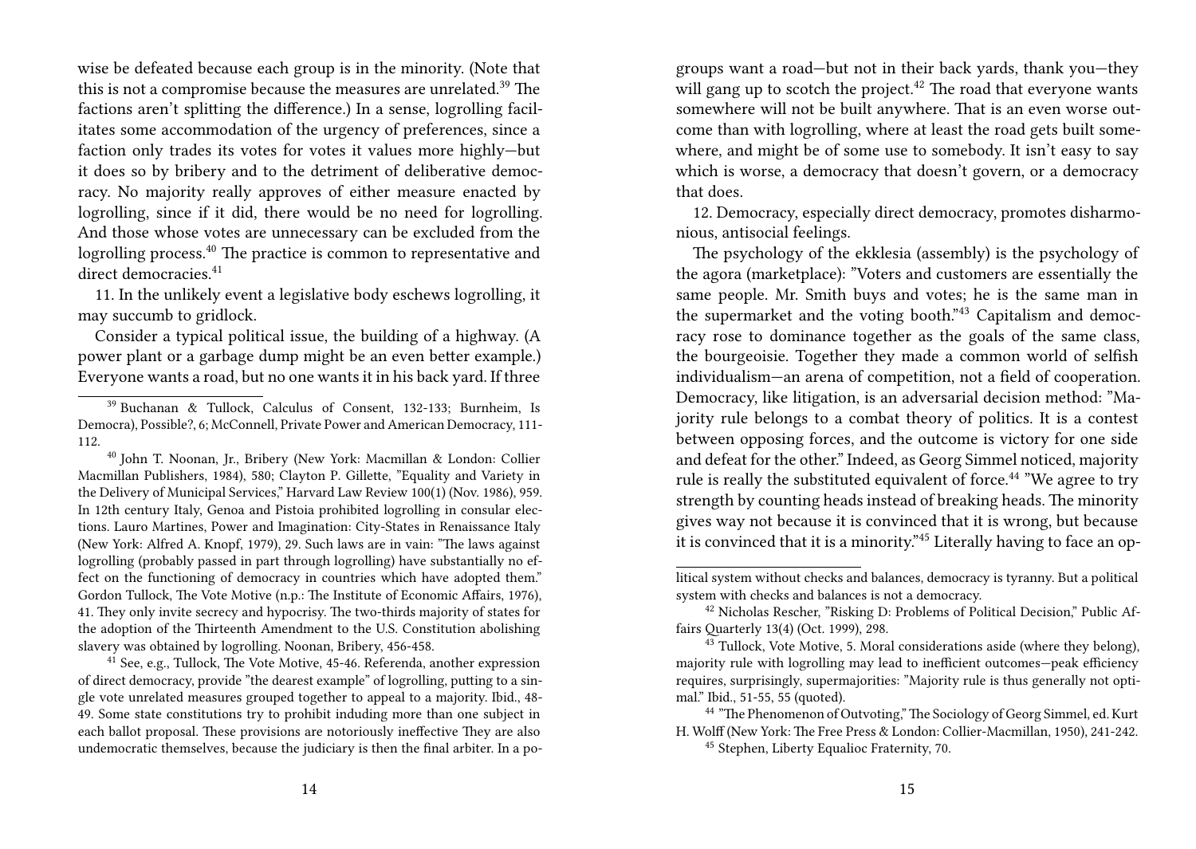wise be defeated because each group is in the minority. (Note that this is not a compromise because the measures are unrelated.[39] The factions aren't splitting the difference.) In a sense, logrolling facilitates some accommodation of the urgency of preferences, since a faction only trades its votes for votes it values more highly—but it does so by bribery and to the detriment of deliberative democracy. No majority really approves of either measure enacted by logrolling, since if it did, there would be no need for logrolling. And those whose votes are unnecessary can be excluded from the logrolling process.[40] The practice is common to representative and direct democracies.[41]

11. In the unlikely event a legislative body eschews logrolling, it may succumb to gridlock.

Consider a typical political issue, the building of a highway. (A power plant or a garbage dump might be an even better example.) Everyone wants a road, but no one wants it in his back yard. If three groups want a road—but not in their back yards, thank you—they will gang up to scotch the project.[42] The road that everyone wants somewhere will not be built anywhere. That is an even worse outcome than with logrolling, where at least the road gets built somewhere, and might be of some use to somebody. It isn't easy to say which is worse, a democracy that doesn't govern, or a democracy that does.

12. Democracy, especially direct democracy, promotes disharmonious, antisocial feelings.

The psychology of the ekklesia (assembly) is the psychology of the agora (marketplace): "Voters and customers are essentially the same people. Mr. Smith buys and votes; he is the same man in the supermarket and the voting booth."[43] Capitalism and democracy rose to dominance together as the goals of the same class, the bourgeoisie. Together they made a common world of selfish individualism—an arena of competition, not a field of cooperation. Democracy, like litigation, is an adversarial decision method: "Majority rule belongs to a combat theory of politics. It is a contest between opposing forces, and the outcome is victory for one side and defeat for the other." Indeed, as Georg Simmel noticed, majority rule is really the substituted equivalent of force.[44] "We agree to try strength by counting heads instead of breaking heads. The minority gives way not because it is convinced that it is wrong, but because it is convinced that it is a minority."[45] Literally having to face an op-

---

[39] Buchanan & Tullock, Calculus of Consent, 132-133; Burnheim, Is Democra), Possible?, 6; McConnell, Private Power and American Democracy, 111-112.

[40] John T. Noonan, Jr., Bribery (New York: Macmillan & London: Collier Macmillan Publishers, 1984), 580; Clayton P. Gillette, "Equality and Variety in the Delivery of Municipal Services," Harvard Law Review 100(1) (Nov. 1986), 959. In 12th century Italy, Genoa and Pistoia prohibited logrolling in consular elections. Lauro Martines, Power and Imagination: City-States in Renaissance Italy (New York: Alfred A. Knopf, 1979), 29. Such laws are in vain: "The laws against logrolling (probably passed in part through logrolling) have substantially no effect on the functioning of democracy in countries which have adopted them." Gordon Tullock, The Vote Motive (n.p.: The Institute of Economic Affairs, 1976), 41. They only invite secrecy and hypocrisy. The two-thirds majority of states for the adoption of the Thirteenth Amendment to the U.S. Constitution abolishing slavery was obtained by logrolling. Noonan, Bribery, 456-458.

[41] See, e.g., Tullock, The Vote Motive, 45-46. Referenda, another expression of direct democracy, provide "the dearest example" of logrolling, putting to a single vote unrelated measures grouped together to appeal to a majority. Ibid., 48-49. Some state constitutions try to prohibit induding more than one subject in each ballot proposal. These provisions are notoriously ineffective They are also undemocratic themselves, because the judiciary is then the final arbiter. In a political system without checks and balances, democracy is tyranny. But a political system with checks and balances is not a democracy.

[42] Nicholas Rescher, "Risking D: Problems of Political Decision," Public Affairs Quarterly 13(4) (Oct. 1999), 298.

[43] Tullock, Vote Motive, 5. Moral considerations aside (where they belong), majority rule with logrolling may lead to inefficient outcomes—peak efficiency requires, surprisingly, supermajorities: "Majority rule is thus generally not optimal." Ibid., 51-55, 55 (quoted).

[44] "The Phenomenon of Outvoting," The Sociology of Georg Simmel, ed. Kurt H. Wolff (New York: The Free Press & London: Collier-Macmillan, 1950), 241-242.

[45] Stephen, Liberty Equalioc Fraternity, 70.